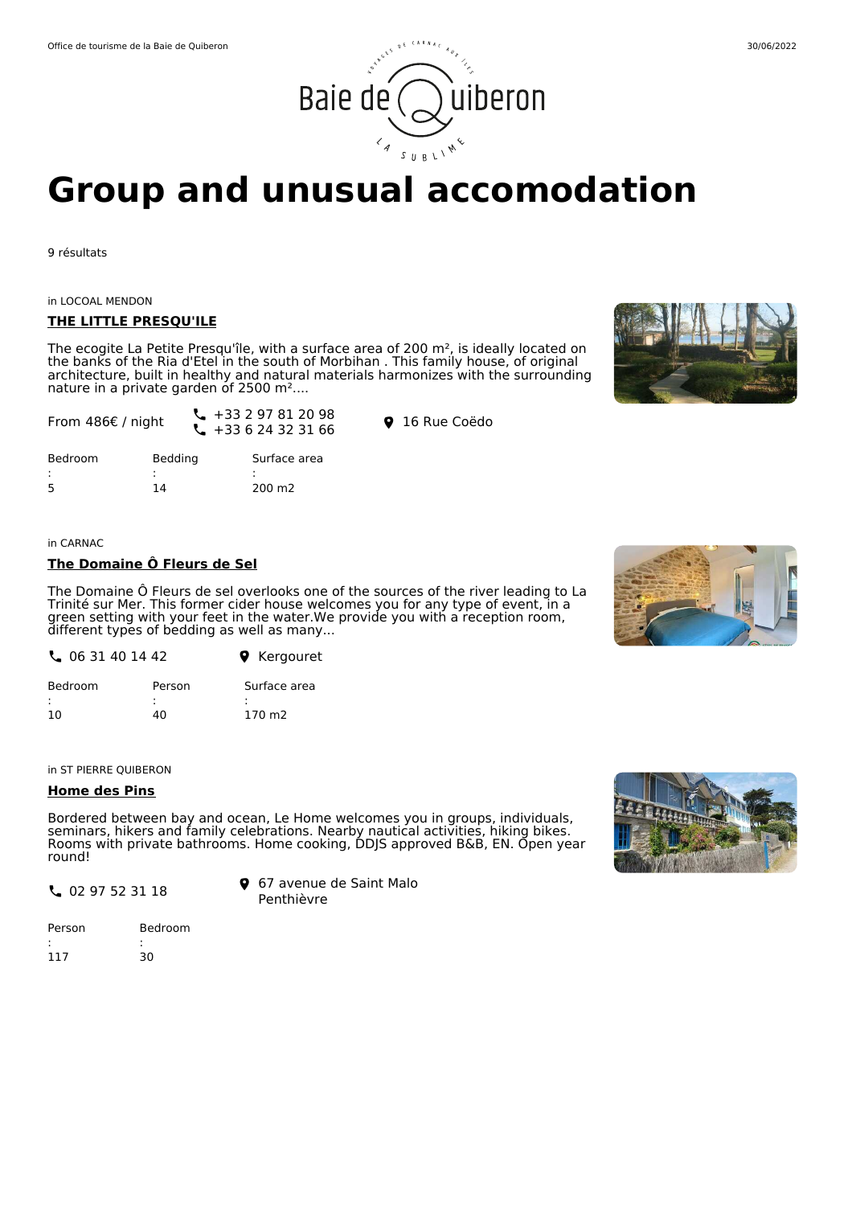# Group and unusual accomodation

9 résultats

in LOCOAL MENDON

## THE LITTLE PRESQU'ILE

The ecogite La Petite Presqu'île, with a surface area of 200 m², is ideally located on the banks of the Ria d'Etel in the south of Morbihan . This family house, of original architecture, built in healthy and natural materials harmonizes with the surrounding nature in a private garden of 2500 m²....

From 486€ / night

+33 2 97 81 20 98
+33 6 24 32 31 66

16 Rue Coëdo

| Bedroom : | Bedding : | Surface area : |
|---|---|---|
| 5 | 14 | 200 m2 |

in CARNAC

## The Domaine Ô Fleurs de Sel

The Domaine Ô Fleurs de sel overlooks one of the sources of the river leading to La Trinité sur Mer. This former cider house welcomes you for any type of event, in a green setting with your feet in the water.We provide you with a reception room, different types of bedding as well as many...

06 31 40 14 42

Kergouret

| Bedroom : | Person : | Surface area : |
|---|---|---|
| 10 | 40 | 170 m2 |

in ST PIERRE QUIBERON

## Home des Pins

Bordered between bay and ocean, Le Home welcomes you in groups, individuals, seminars, hikers and family celebrations. Nearby nautical activities, hiking bikes. Rooms with private bathrooms. Home cooking, DDJS approved B&B, EN. Open year round!

02 97 52 31 18

67 avenue de Saint Malo
Penthièvre

| Person : | Bedroom : |
|---|---|
| 117 | 30 |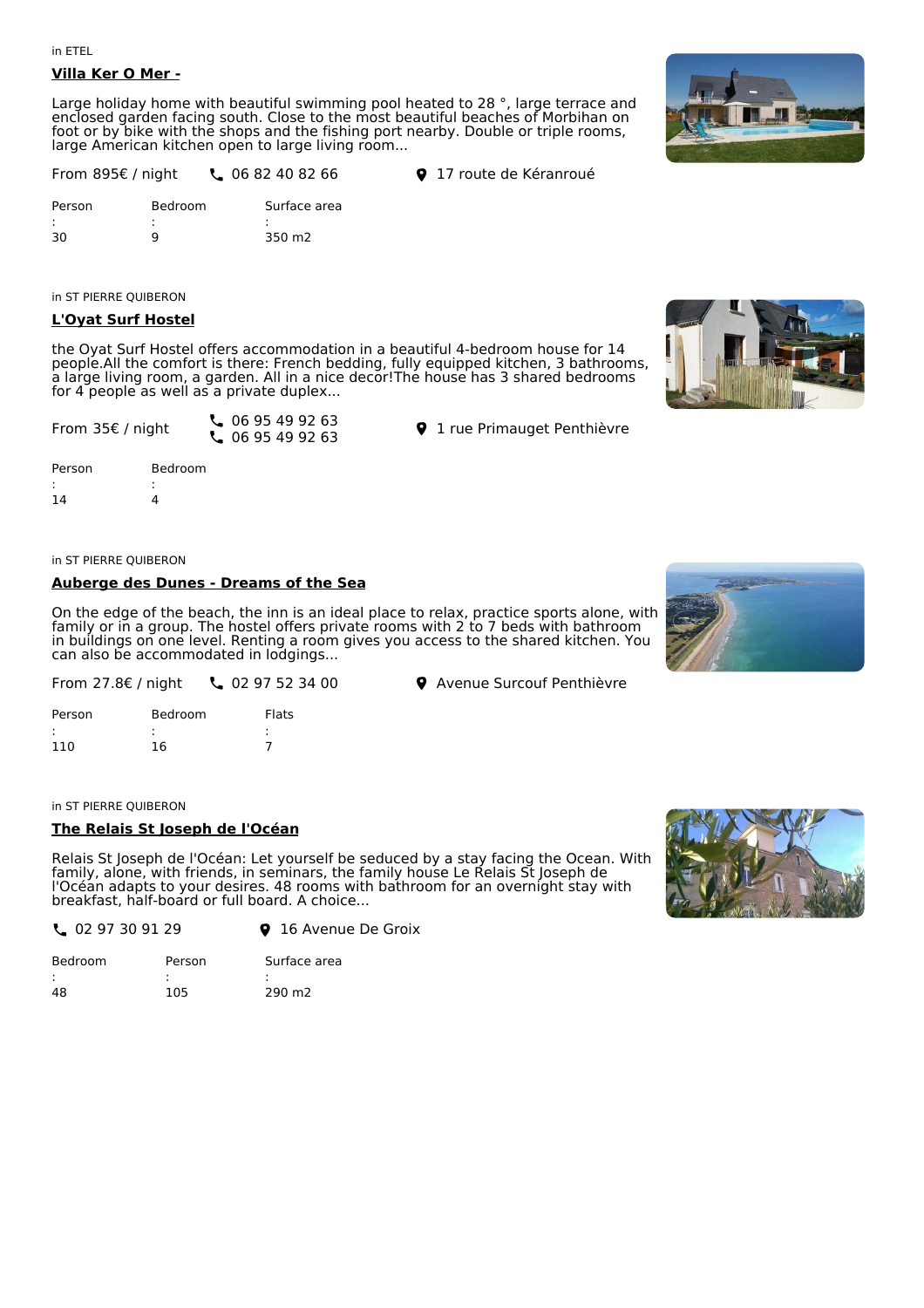in ETEL

## Villa Ker O Mer -

Large holiday home with beautiful swimming pool heated to 28 °, large terrace and enclosed garden facing south. Close to the most beautiful beaches of Morbihan on foot or by bike with the shops and the fishing port nearby. Double or triple rooms, large American kitchen open to large living room...

From 895€ / night

06 82 40 82 66

17 route de Kéranroué

| Person : | Bedroom : | Surface area : |
|---|---|---|
| 30 | 9 | 350 m2 |

in ST PIERRE QUIBERON

## L'Oyat Surf Hostel

the Oyat Surf Hostel offers accommodation in a beautiful 4-bedroom house for 14 people.All the comfort is there: French bedding, fully equipped kitchen, 3 bathrooms, a large living room, a garden. All in a nice decor!The house has 3 shared bedrooms for 4 people as well as a private duplex...

From 35€ / night

06 95 49 92 63
06 95 49 92 63

1 rue Primauget Penthièvre

| Person : | Bedroom : |
|---|---|
| 14 | 4 |

in ST PIERRE QUIBERON

## Auberge des Dunes - Dreams of the Sea

On the edge of the beach, the inn is an ideal place to relax, practice sports alone, with family or in a group. The hostel offers private rooms with 2 to 7 beds with bathroom in buildings on one level. Renting a room gives you access to the shared kitchen. You can also be accommodated in lodgings...

From 27.8€ / night

02 97 52 34 00

Avenue Surcouf Penthièvre

| Person : | Bedroom : | Flats : |
|---|---|---|
| 110 | 16 | 7 |

in ST PIERRE QUIBERON

## The Relais St Joseph de l'Océan

Relais St Joseph de l'Océan: Let yourself be seduced by a stay facing the Ocean. With family, alone, with friends, in seminars, the family house Le Relais St Joseph de l'Océan adapts to your desires. 48 rooms with bathroom for an overnight stay with breakfast, half-board or full board. A choice...

02 97 30 91 29

16 Avenue De Groix

| Bedroom : | Person : | Surface area : |
|---|---|---|
| 48 | 105 | 290 m2 |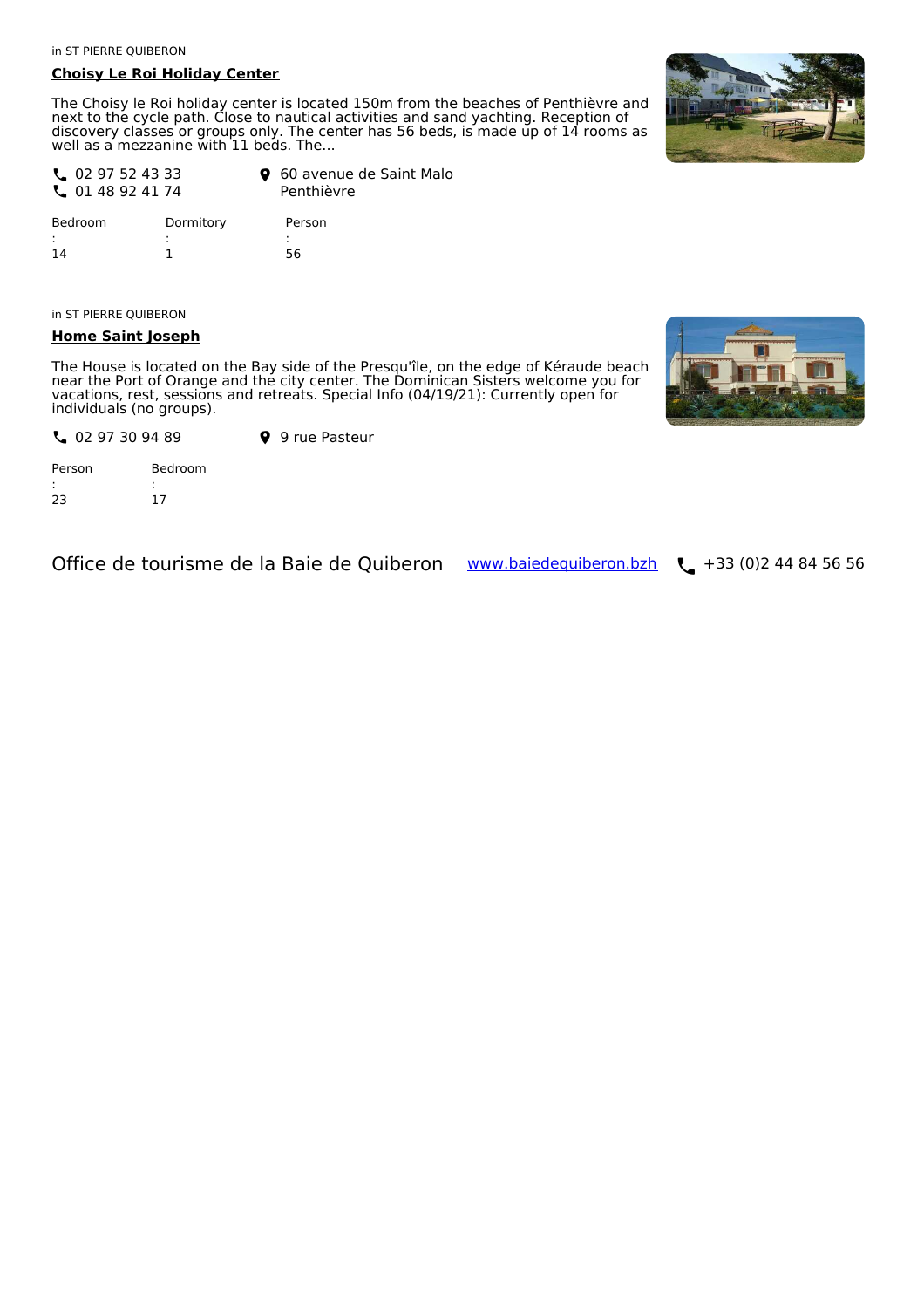in ST PIERRE QUIBERON

### Choisy Le Roi Holiday Center

The Choisy le Roi holiday center is located 150m from the beaches of Penthièvre and next to the cycle path. Close to nautical activities and sand yachting. Reception of discovery classes or groups only. The center has 56 beds, is made up of 14 rooms as well as a mezzanine with 11 beds. The...

02 97 52 43 33
01 48 92 41 74

60 avenue de Saint Malo
Penthièvre

| Bedroom : | Dormitory : | Person : |
|---|---|---|
| 14 | 1 | 56 |

in ST PIERRE QUIBERON

### Home Saint Joseph

The House is located on the Bay side of the Presqu'île, on the edge of Kéraude beach near the Port of Orange and the city center. The Dominican Sisters welcome you for vacations, rest, sessions and retreats. Special Info (04/19/21): Currently open for individuals (no groups).

02 97 30 94 89

9 rue Pasteur

| Person : | Bedroom : |
|---|---|
| 23 | 17 |

Office de tourisme de la Baie de Quiberon www.baiedequiberon.bzh +33 (0)2 44 84 56 56